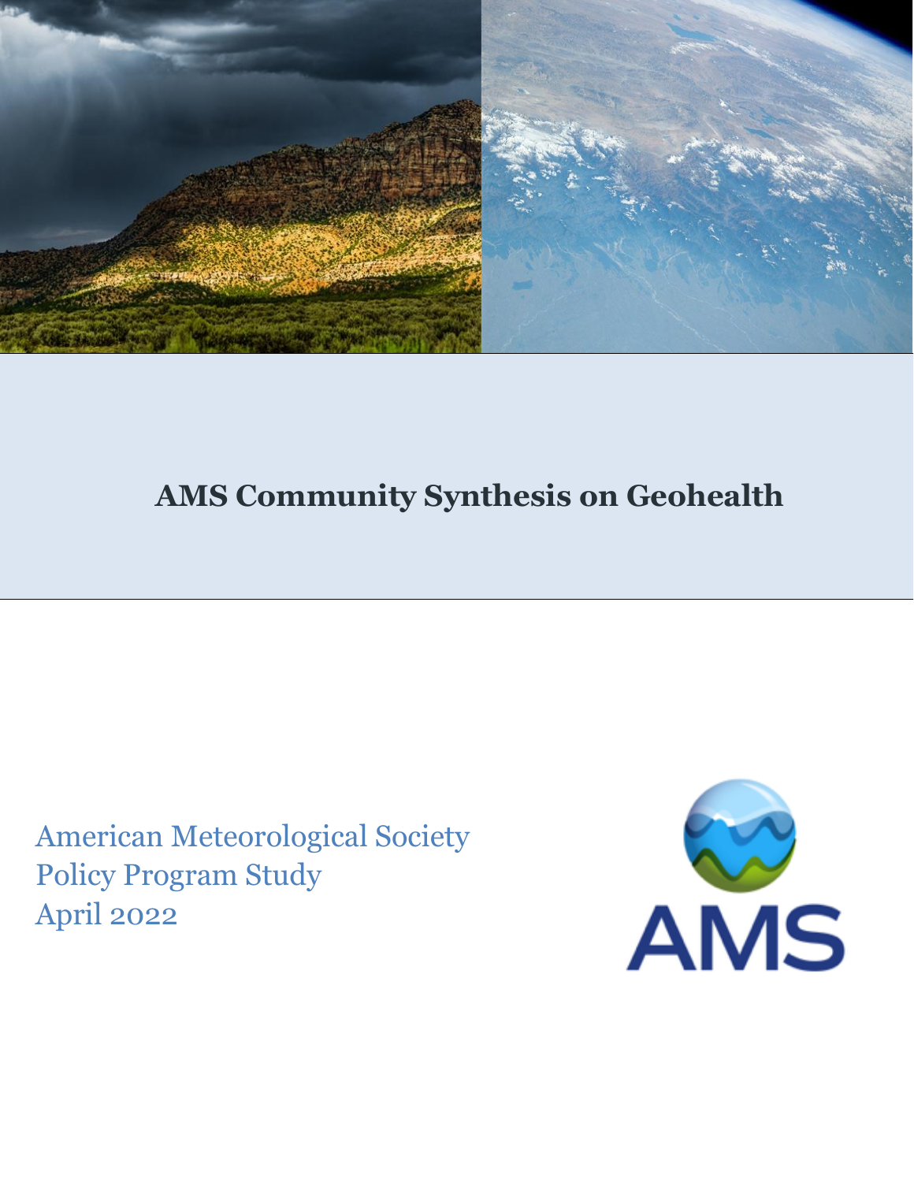# AMS Community Synthesis on Geohealth

American Meteorological Society
Policy Program Study
April 2022

AMS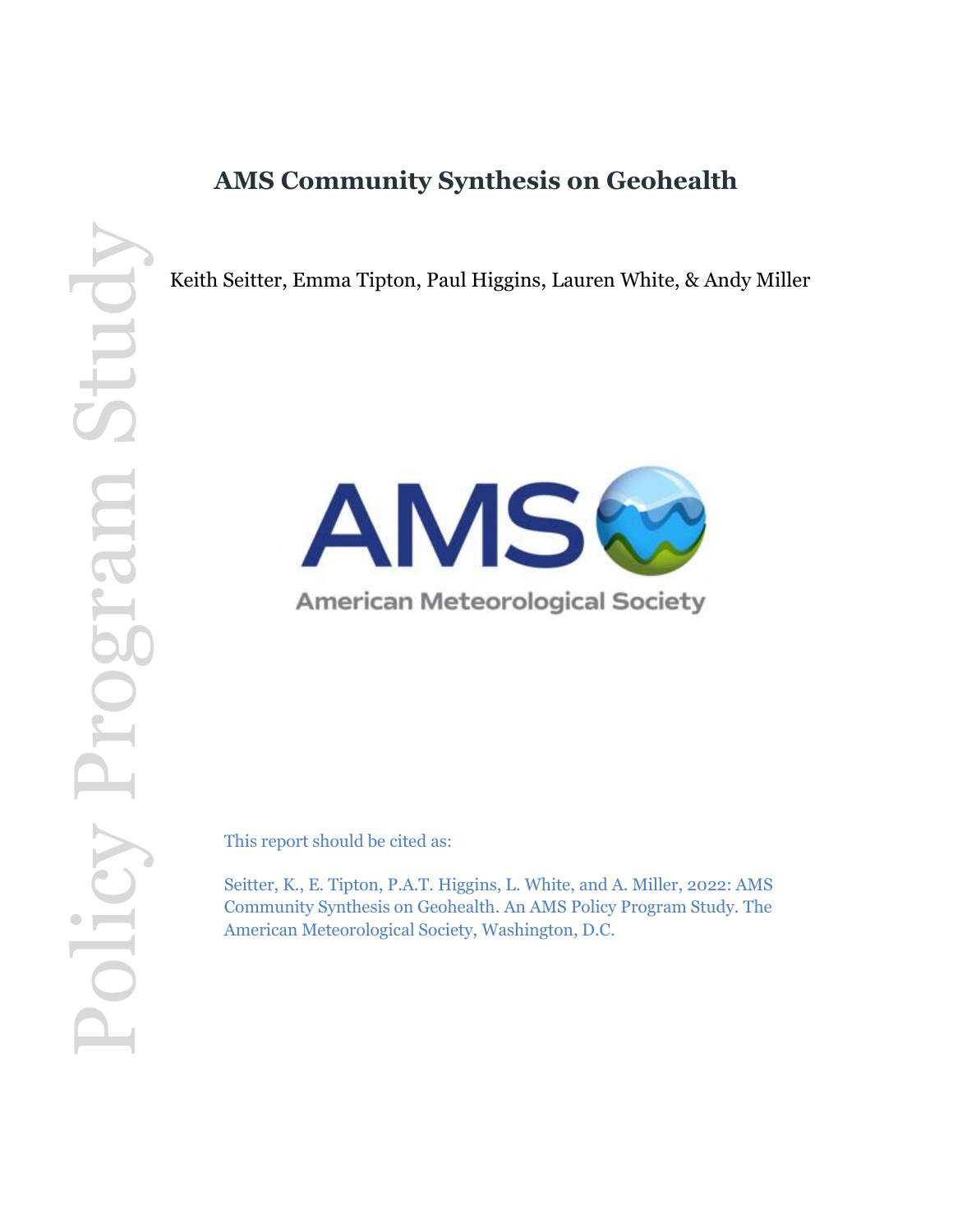# AMS Community Synthesis on Geohealth

Keith Seitter, Emma Tipton, Paul Higgins, Lauren White, & Andy Miller

Policy Program Study

American Meteorological Society

This report should be cited as:

Seitter, K., E. Tipton, P.A.T. Higgins, L. White, and A. Miller, 2022: AMS Community Synthesis on Geohealth. An AMS Policy Program Study. The American Meteorological Society, Washington, D.C.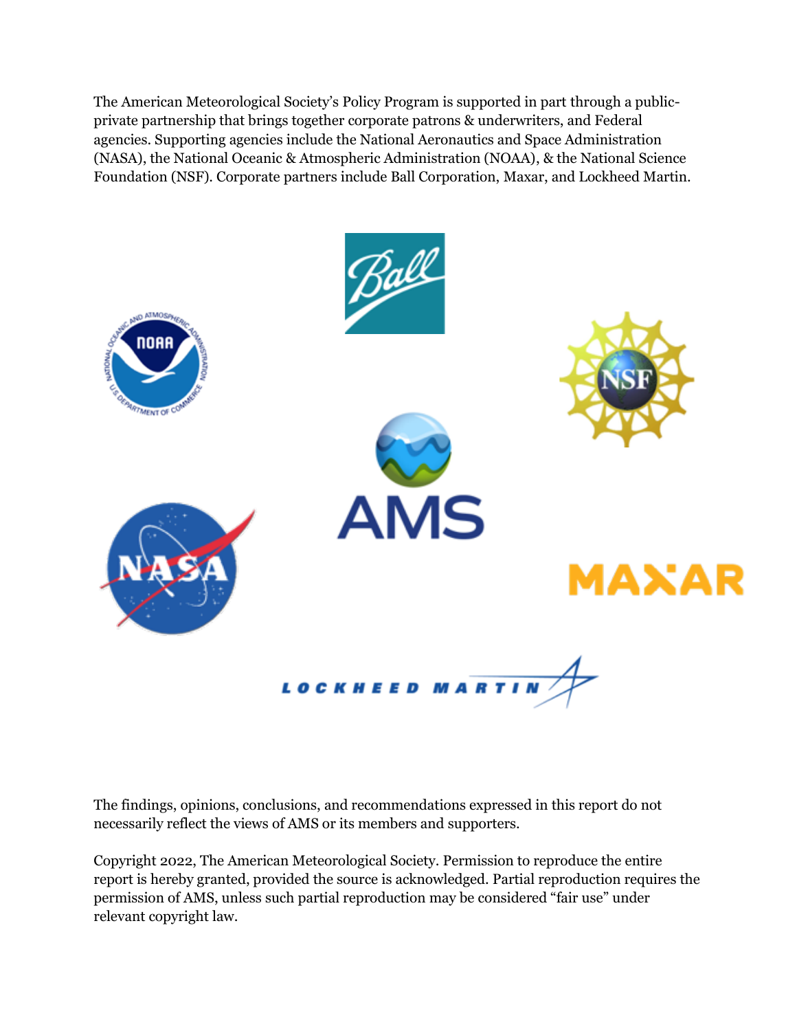The American Meteorological Society's Policy Program is supported in part through a public-private partnership that brings together corporate patrons & underwriters, and Federal agencies. Supporting agencies include the National Aeronautics and Space Administration (NASA), the National Oceanic & Atmospheric Administration (NOAA), & the National Science Foundation (NSF). Corporate partners include Ball Corporation, Maxar, and Lockheed Martin.

The findings, opinions, conclusions, and recommendations expressed in this report do not necessarily reflect the views of AMS or its members and supporters.

Copyright 2022, The American Meteorological Society. Permission to reproduce the entire report is hereby granted, provided the source is acknowledged. Partial reproduction requires the permission of AMS, unless such partial reproduction may be considered "fair use" under relevant copyright law.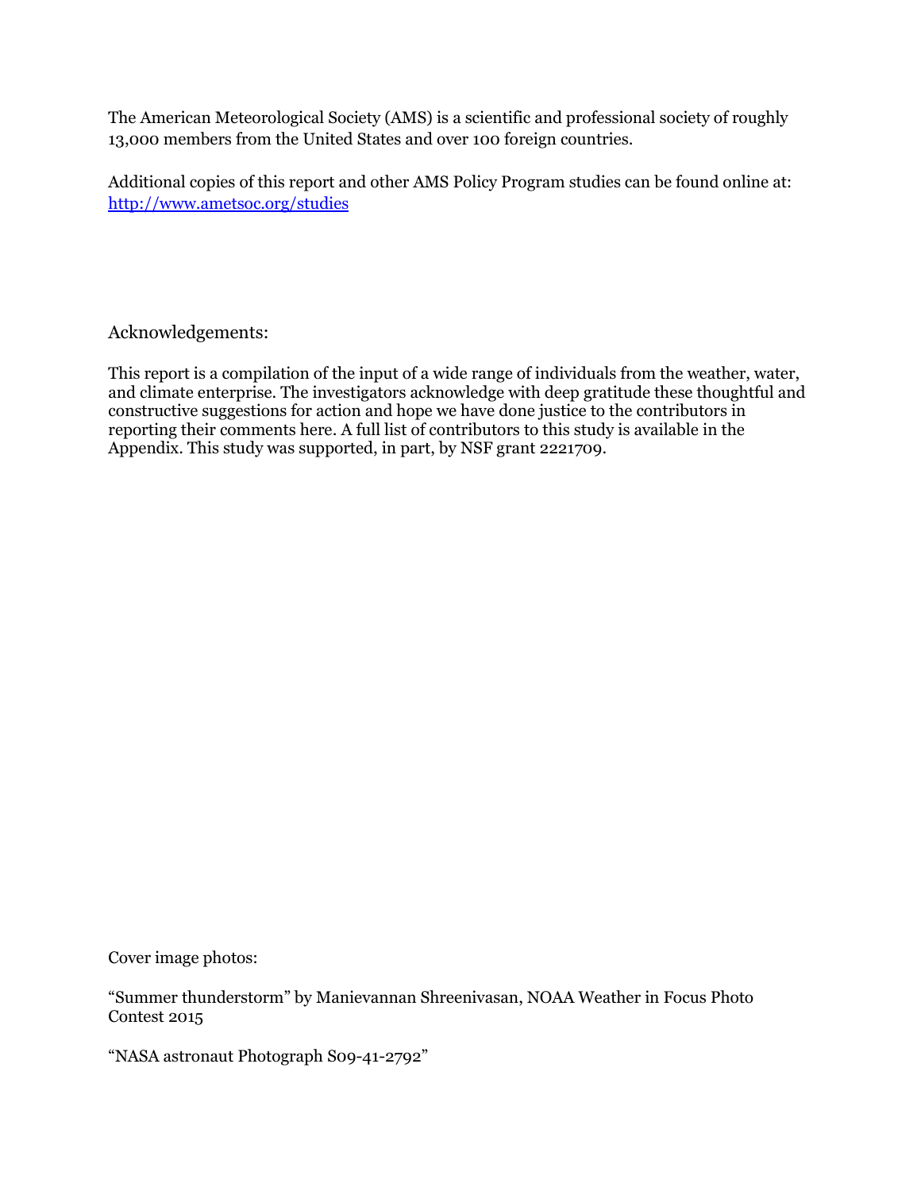The American Meteorological Society (AMS) is a scientific and professional society of roughly 13,000 members from the United States and over 100 foreign countries.

Additional copies of this report and other AMS Policy Program studies can be found online at: http://www.ametsoc.org/studies

Acknowledgements:

This report is a compilation of the input of a wide range of individuals from the weather, water, and climate enterprise. The investigators acknowledge with deep gratitude these thoughtful and constructive suggestions for action and hope we have done justice to the contributors in reporting their comments here. A full list of contributors to this study is available in the Appendix. This study was supported, in part, by NSF grant 2221709.

Cover image photos:

"Summer thunderstorm" by Manievannan Shreenivasan, NOAA Weather in Focus Photo Contest 2015

"NASA astronaut Photograph S09-41-2792"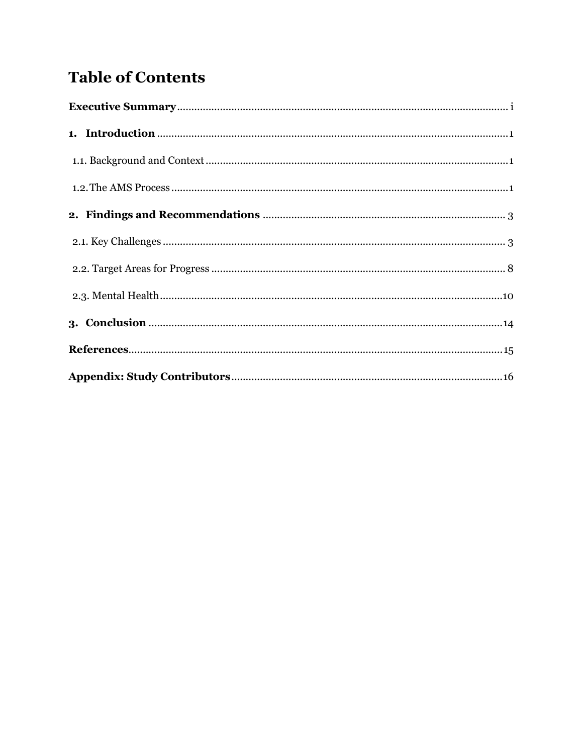# Table of Contents

**Executive Summary** ..... i

**1. Introduction** ..... 1

1.1. Background and Context ..... 1

1.2. The AMS Process ..... 1

**2. Findings and Recommendations** ..... 3

2.1. Key Challenges ..... 3

2.2. Target Areas for Progress ..... 8

2.3. Mental Health ..... 10

**3. Conclusion** ..... 14

**References** ..... 15

**Appendix: Study Contributors** ..... 16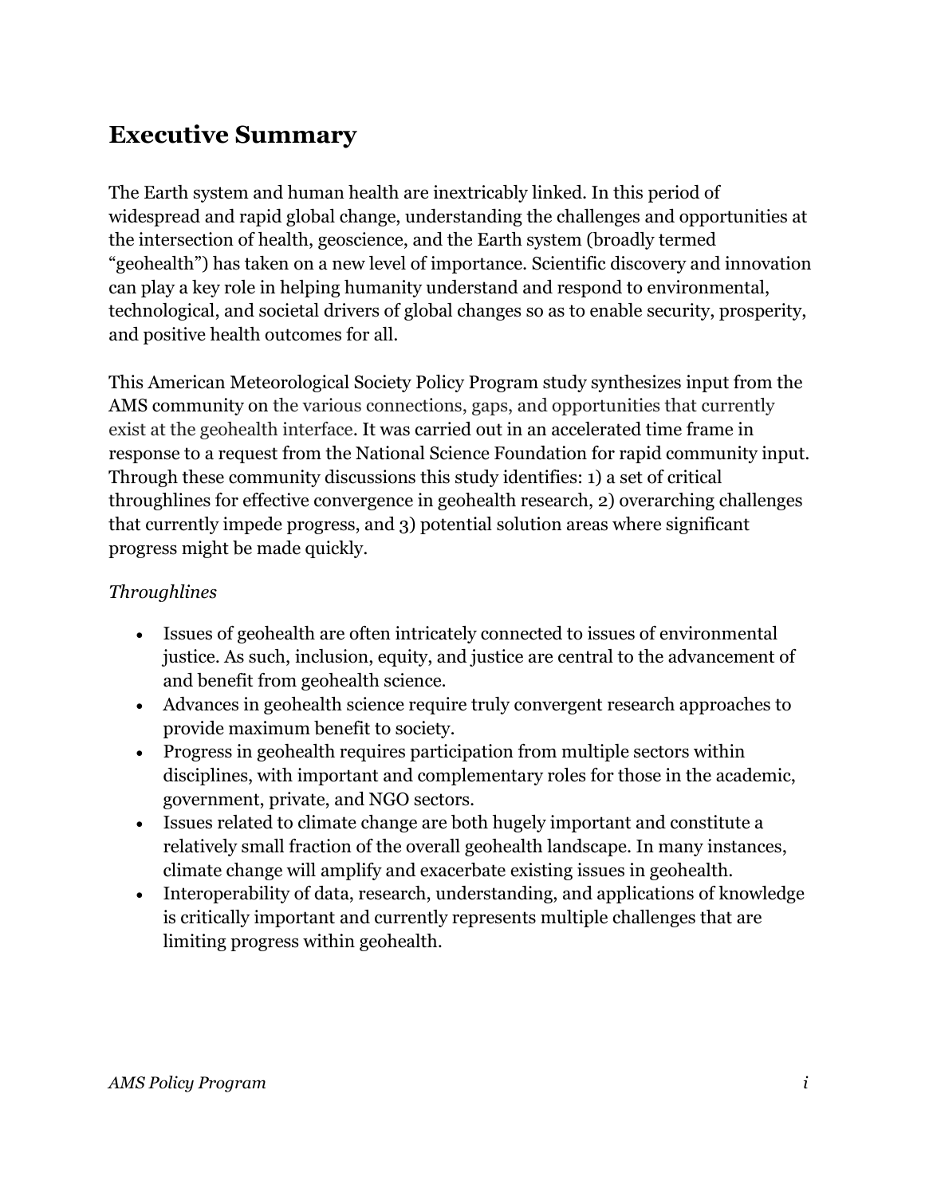## Executive Summary

The Earth system and human health are inextricably linked. In this period of widespread and rapid global change, understanding the challenges and opportunities at the intersection of health, geoscience, and the Earth system (broadly termed "geohealth") has taken on a new level of importance. Scientific discovery and innovation can play a key role in helping humanity understand and respond to environmental, technological, and societal drivers of global changes so as to enable security, prosperity, and positive health outcomes for all.

This American Meteorological Society Policy Program study synthesizes input from the AMS community on the various connections, gaps, and opportunities that currently exist at the geohealth interface. It was carried out in an accelerated time frame in response to a request from the National Science Foundation for rapid community input. Through these community discussions this study identifies: 1) a set of critical throughlines for effective convergence in geohealth research, 2) overarching challenges that currently impede progress, and 3) potential solution areas where significant progress might be made quickly.

*Throughlines*

- Issues of geohealth are often intricately connected to issues of environmental justice. As such, inclusion, equity, and justice are central to the advancement of and benefit from geohealth science.
- Advances in geohealth science require truly convergent research approaches to provide maximum benefit to society.
- Progress in geohealth requires participation from multiple sectors within disciplines, with important and complementary roles for those in the academic, government, private, and NGO sectors.
- Issues related to climate change are both hugely important and constitute a relatively small fraction of the overall geohealth landscape. In many instances, climate change will amplify and exacerbate existing issues in geohealth.
- Interoperability of data, research, understanding, and applications of knowledge is critically important and currently represents multiple challenges that are limiting progress within geohealth.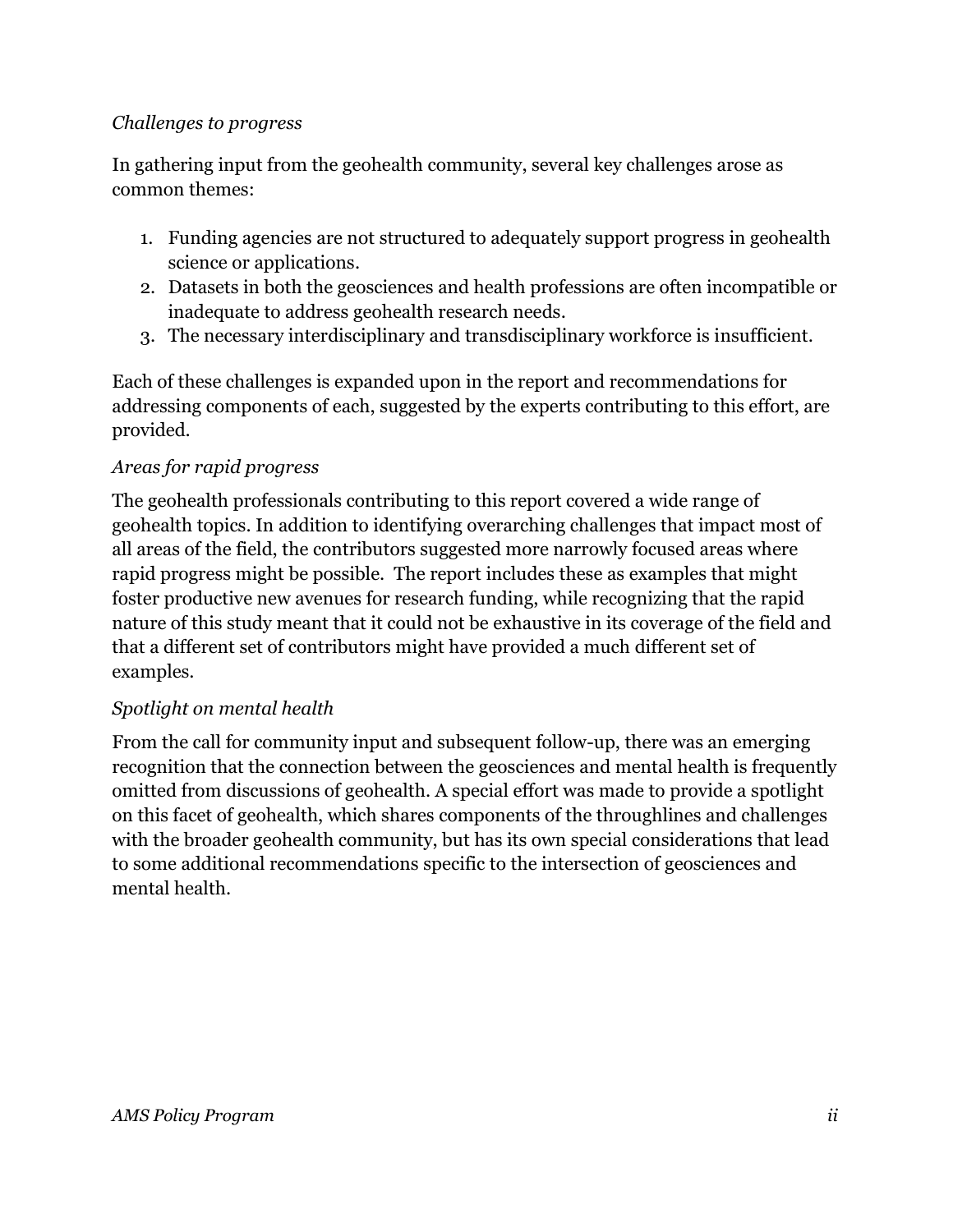*Challenges to progress*

In gathering input from the geohealth community, several key challenges arose as common themes:

1. Funding agencies are not structured to adequately support progress in geohealth science or applications.
2. Datasets in both the geosciences and health professions are often incompatible or inadequate to address geohealth research needs.
3. The necessary interdisciplinary and transdisciplinary workforce is insufficient.

Each of these challenges is expanded upon in the report and recommendations for addressing components of each, suggested by the experts contributing to this effort, are provided.

*Areas for rapid progress*

The geohealth professionals contributing to this report covered a wide range of geohealth topics. In addition to identifying overarching challenges that impact most of all areas of the field, the contributors suggested more narrowly focused areas where rapid progress might be possible. The report includes these as examples that might foster productive new avenues for research funding, while recognizing that the rapid nature of this study meant that it could not be exhaustive in its coverage of the field and that a different set of contributors might have provided a much different set of examples.

*Spotlight on mental health*

From the call for community input and subsequent follow-up, there was an emerging recognition that the connection between the geosciences and mental health is frequently omitted from discussions of geohealth. A special effort was made to provide a spotlight on this facet of geohealth, which shares components of the throughlines and challenges with the broader geohealth community, but has its own special considerations that lead to some additional recommendations specific to the intersection of geosciences and mental health.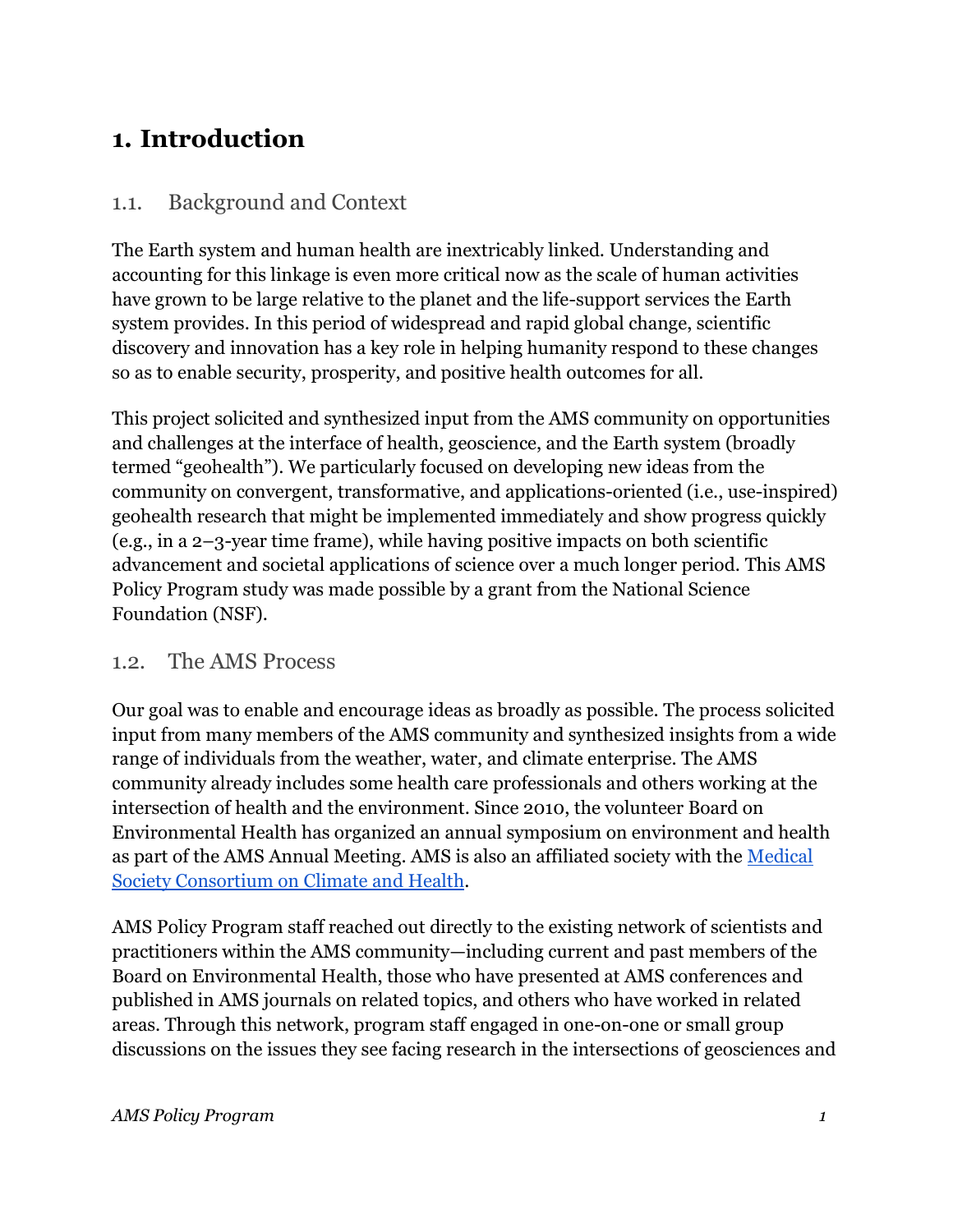# 1. Introduction

## 1.1. Background and Context

The Earth system and human health are inextricably linked. Understanding and accounting for this linkage is even more critical now as the scale of human activities have grown to be large relative to the planet and the life-support services the Earth system provides. In this period of widespread and rapid global change, scientific discovery and innovation has a key role in helping humanity respond to these changes so as to enable security, prosperity, and positive health outcomes for all.

This project solicited and synthesized input from the AMS community on opportunities and challenges at the interface of health, geoscience, and the Earth system (broadly termed "geohealth"). We particularly focused on developing new ideas from the community on convergent, transformative, and applications-oriented (i.e., use-inspired) geohealth research that might be implemented immediately and show progress quickly (e.g., in a 2–3-year time frame), while having positive impacts on both scientific advancement and societal applications of science over a much longer period. This AMS Policy Program study was made possible by a grant from the National Science Foundation (NSF).

## 1.2. The AMS Process

Our goal was to enable and encourage ideas as broadly as possible. The process solicited input from many members of the AMS community and synthesized insights from a wide range of individuals from the weather, water, and climate enterprise. The AMS community already includes some health care professionals and others working at the intersection of health and the environment. Since 2010, the volunteer Board on Environmental Health has organized an annual symposium on environment and health as part of the AMS Annual Meeting. AMS is also an affiliated society with the [Medical Society Consortium on Climate and Health](#).

AMS Policy Program staff reached out directly to the existing network of scientists and practitioners within the AMS community—including current and past members of the Board on Environmental Health, those who have presented at AMS conferences and published in AMS journals on related topics, and others who have worked in related areas. Through this network, program staff engaged in one-on-one or small group discussions on the issues they see facing research in the intersections of geosciences and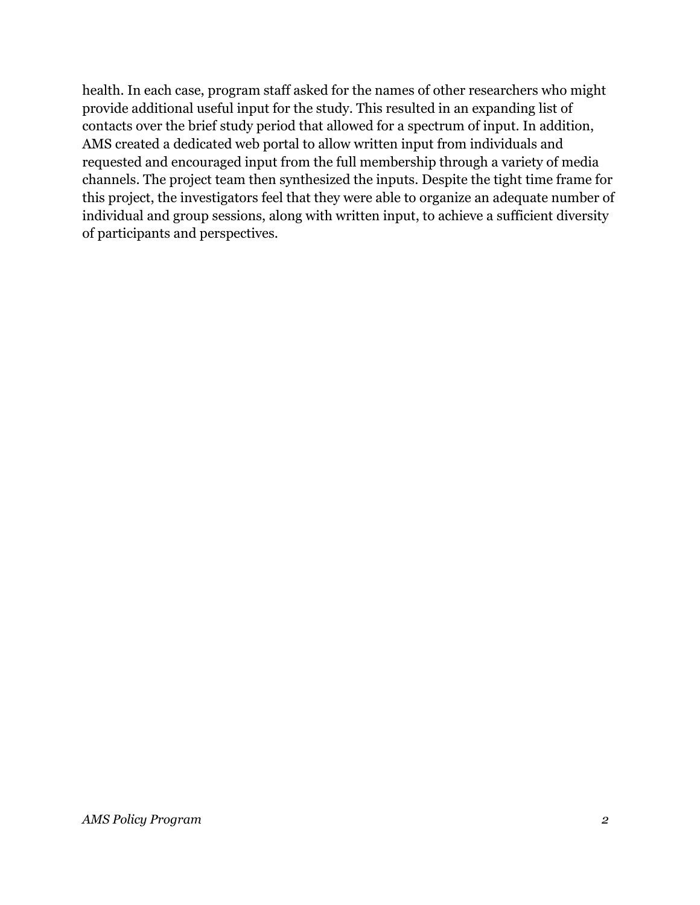health. In each case, program staff asked for the names of other researchers who might provide additional useful input for the study. This resulted in an expanding list of contacts over the brief study period that allowed for a spectrum of input. In addition, AMS created a dedicated web portal to allow written input from individuals and requested and encouraged input from the full membership through a variety of media channels. The project team then synthesized the inputs. Despite the tight time frame for this project, the investigators feel that they were able to organize an adequate number of individual and group sessions, along with written input, to achieve a sufficient diversity of participants and perspectives.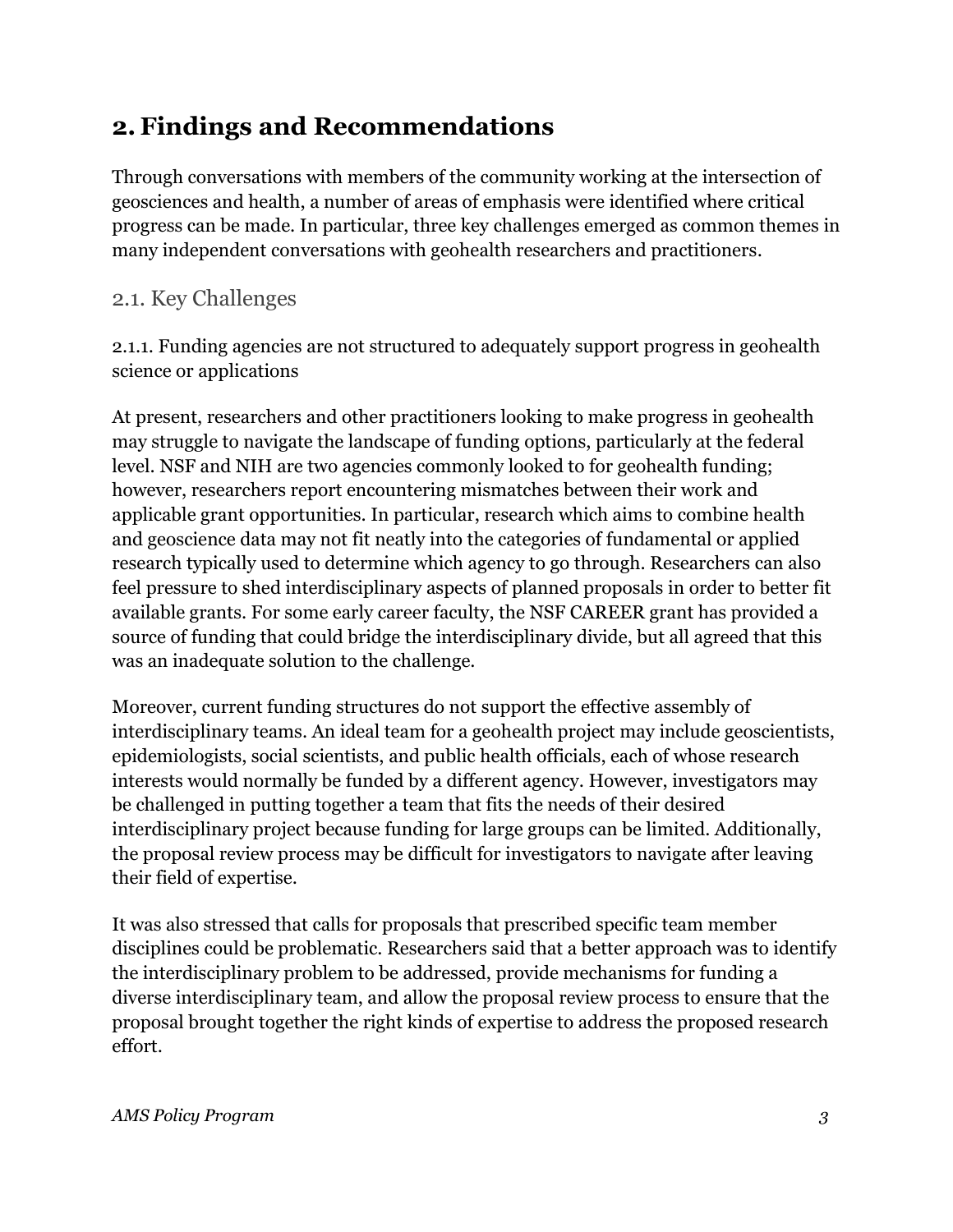## 2. Findings and Recommendations

Through conversations with members of the community working at the intersection of geosciences and health, a number of areas of emphasis were identified where critical progress can be made. In particular, three key challenges emerged as common themes in many independent conversations with geohealth researchers and practitioners.

### 2.1. Key Challenges

2.1.1. Funding agencies are not structured to adequately support progress in geohealth science or applications

At present, researchers and other practitioners looking to make progress in geohealth may struggle to navigate the landscape of funding options, particularly at the federal level. NSF and NIH are two agencies commonly looked to for geohealth funding; however, researchers report encountering mismatches between their work and applicable grant opportunities. In particular, research which aims to combine health and geoscience data may not fit neatly into the categories of fundamental or applied research typically used to determine which agency to go through. Researchers can also feel pressure to shed interdisciplinary aspects of planned proposals in order to better fit available grants. For some early career faculty, the NSF CAREER grant has provided a source of funding that could bridge the interdisciplinary divide, but all agreed that this was an inadequate solution to the challenge.

Moreover, current funding structures do not support the effective assembly of interdisciplinary teams. An ideal team for a geohealth project may include geoscientists, epidemiologists, social scientists, and public health officials, each of whose research interests would normally be funded by a different agency. However, investigators may be challenged in putting together a team that fits the needs of their desired interdisciplinary project because funding for large groups can be limited. Additionally, the proposal review process may be difficult for investigators to navigate after leaving their field of expertise.

It was also stressed that calls for proposals that prescribed specific team member disciplines could be problematic. Researchers said that a better approach was to identify the interdisciplinary problem to be addressed, provide mechanisms for funding a diverse interdisciplinary team, and allow the proposal review process to ensure that the proposal brought together the right kinds of expertise to address the proposed research effort.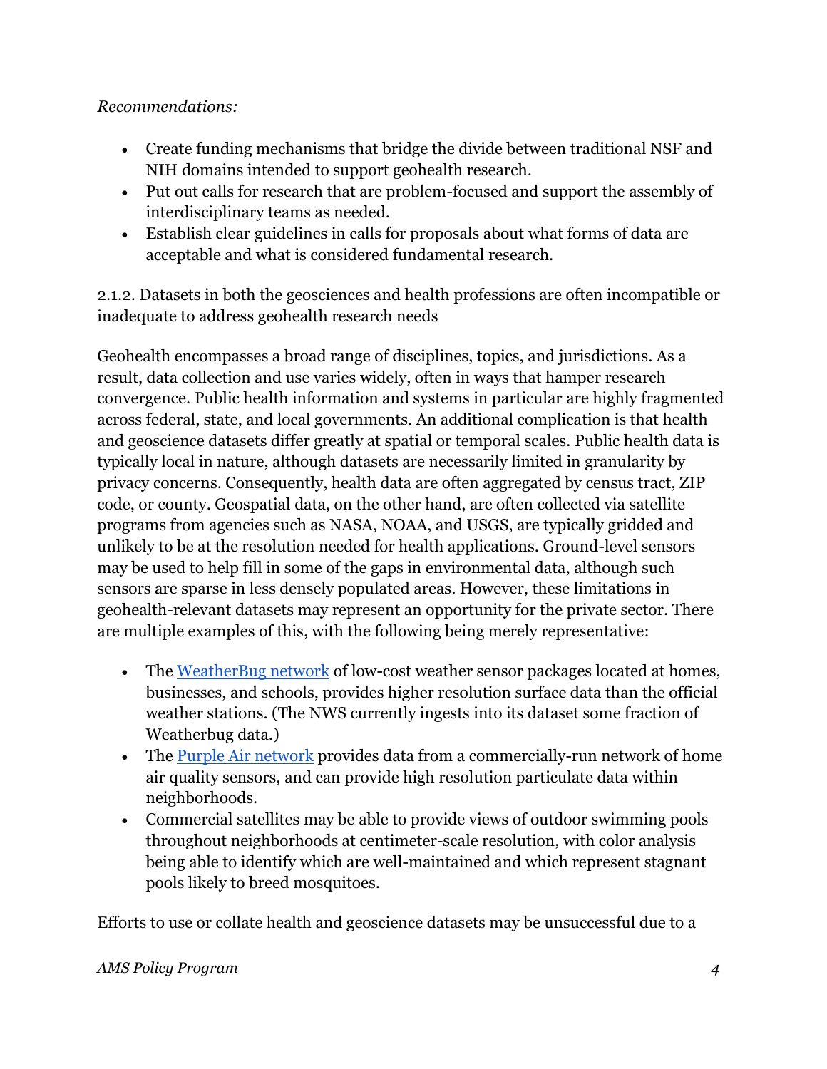*Recommendations:*

- Create funding mechanisms that bridge the divide between traditional NSF and NIH domains intended to support geohealth research.
- Put out calls for research that are problem-focused and support the assembly of interdisciplinary teams as needed.
- Establish clear guidelines in calls for proposals about what forms of data are acceptable and what is considered fundamental research.

2.1.2. Datasets in both the geosciences and health professions are often incompatible or inadequate to address geohealth research needs

Geohealth encompasses a broad range of disciplines, topics, and jurisdictions. As a result, data collection and use varies widely, often in ways that hamper research convergence. Public health information and systems in particular are highly fragmented across federal, state, and local governments. An additional complication is that health and geoscience datasets differ greatly at spatial or temporal scales. Public health data is typically local in nature, although datasets are necessarily limited in granularity by privacy concerns. Consequently, health data are often aggregated by census tract, ZIP code, or county. Geospatial data, on the other hand, are often collected via satellite programs from agencies such as NASA, NOAA, and USGS, are typically gridded and unlikely to be at the resolution needed for health applications. Ground-level sensors may be used to help fill in some of the gaps in environmental data, although such sensors are sparse in less densely populated areas. However, these limitations in geohealth-relevant datasets may represent an opportunity for the private sector. There are multiple examples of this, with the following being merely representative:

- The [WeatherBug network](#) of low-cost weather sensor packages located at homes, businesses, and schools, provides higher resolution surface data than the official weather stations. (The NWS currently ingests into its dataset some fraction of Weatherbug data.)
- The [Purple Air network](#) provides data from a commercially-run network of home air quality sensors, and can provide high resolution particulate data within neighborhoods.
- Commercial satellites may be able to provide views of outdoor swimming pools throughout neighborhoods at centimeter-scale resolution, with color analysis being able to identify which are well-maintained and which represent stagnant pools likely to breed mosquitoes.

Efforts to use or collate health and geoscience datasets may be unsuccessful due to a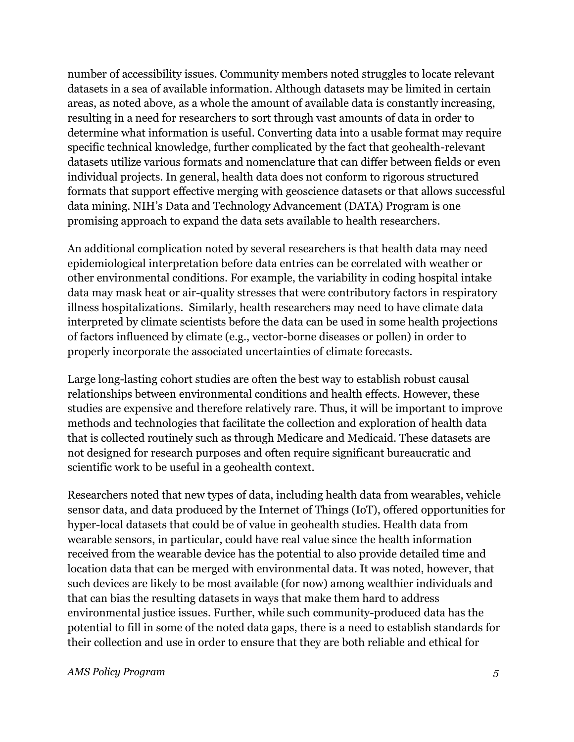number of accessibility issues. Community members noted struggles to locate relevant datasets in a sea of available information. Although datasets may be limited in certain areas, as noted above, as a whole the amount of available data is constantly increasing, resulting in a need for researchers to sort through vast amounts of data in order to determine what information is useful. Converting data into a usable format may require specific technical knowledge, further complicated by the fact that geohealth-relevant datasets utilize various formats and nomenclature that can differ between fields or even individual projects. In general, health data does not conform to rigorous structured formats that support effective merging with geoscience datasets or that allows successful data mining. NIH's Data and Technology Advancement (DATA) Program is one promising approach to expand the data sets available to health researchers.

An additional complication noted by several researchers is that health data may need epidemiological interpretation before data entries can be correlated with weather or other environmental conditions. For example, the variability in coding hospital intake data may mask heat or air-quality stresses that were contributory factors in respiratory illness hospitalizations. Similarly, health researchers may need to have climate data interpreted by climate scientists before the data can be used in some health projections of factors influenced by climate (e.g., vector-borne diseases or pollen) in order to properly incorporate the associated uncertainties of climate forecasts.

Large long-lasting cohort studies are often the best way to establish robust causal relationships between environmental conditions and health effects. However, these studies are expensive and therefore relatively rare. Thus, it will be important to improve methods and technologies that facilitate the collection and exploration of health data that is collected routinely such as through Medicare and Medicaid. These datasets are not designed for research purposes and often require significant bureaucratic and scientific work to be useful in a geohealth context.

Researchers noted that new types of data, including health data from wearables, vehicle sensor data, and data produced by the Internet of Things (IoT), offered opportunities for hyper-local datasets that could be of value in geohealth studies. Health data from wearable sensors, in particular, could have real value since the health information received from the wearable device has the potential to also provide detailed time and location data that can be merged with environmental data. It was noted, however, that such devices are likely to be most available (for now) among wealthier individuals and that can bias the resulting datasets in ways that make them hard to address environmental justice issues. Further, while such community-produced data has the potential to fill in some of the noted data gaps, there is a need to establish standards for their collection and use in order to ensure that they are both reliable and ethical for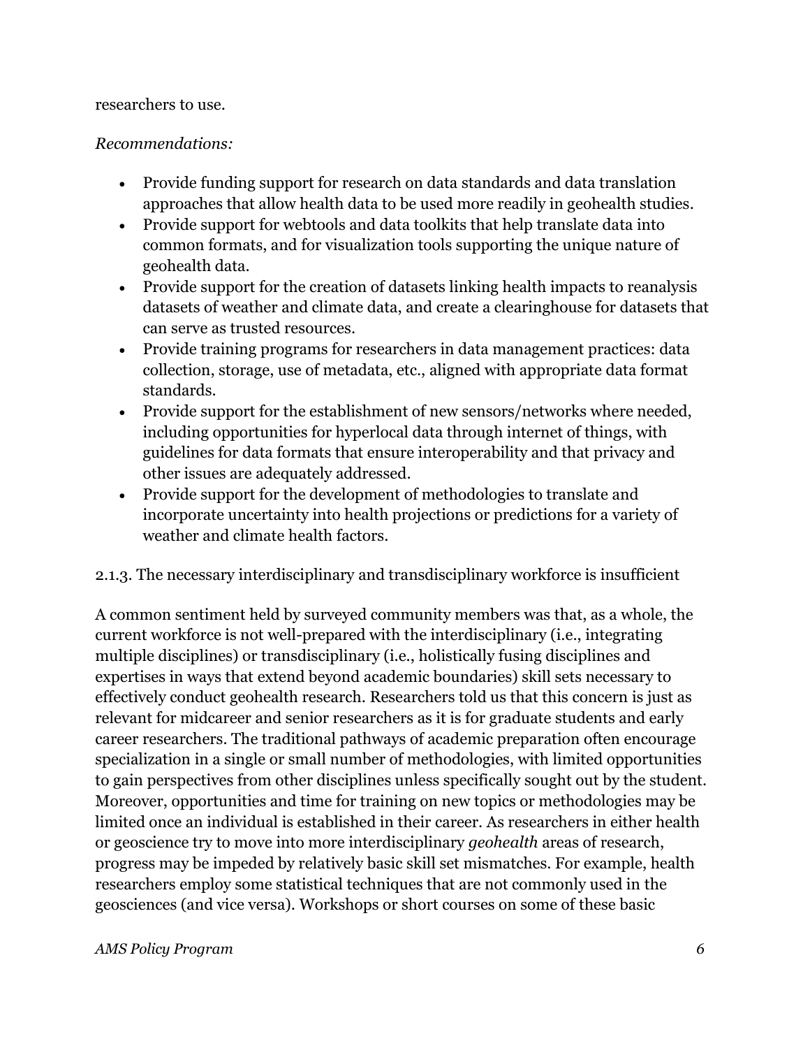researchers to use.

*Recommendations:*

- Provide funding support for research on data standards and data translation approaches that allow health data to be used more readily in geohealth studies.
- Provide support for webtools and data toolkits that help translate data into common formats, and for visualization tools supporting the unique nature of geohealth data.
- Provide support for the creation of datasets linking health impacts to reanalysis datasets of weather and climate data, and create a clearinghouse for datasets that can serve as trusted resources.
- Provide training programs for researchers in data management practices: data collection, storage, use of metadata, etc., aligned with appropriate data format standards.
- Provide support for the establishment of new sensors/networks where needed, including opportunities for hyperlocal data through internet of things, with guidelines for data formats that ensure interoperability and that privacy and other issues are adequately addressed.
- Provide support for the development of methodologies to translate and incorporate uncertainty into health projections or predictions for a variety of weather and climate health factors.

### 2.1.3. The necessary interdisciplinary and transdisciplinary workforce is insufficient

A common sentiment held by surveyed community members was that, as a whole, the current workforce is not well-prepared with the interdisciplinary (i.e., integrating multiple disciplines) or transdisciplinary (i.e., holistically fusing disciplines and expertises in ways that extend beyond academic boundaries) skill sets necessary to effectively conduct geohealth research. Researchers told us that this concern is just as relevant for midcareer and senior researchers as it is for graduate students and early career researchers. The traditional pathways of academic preparation often encourage specialization in a single or small number of methodologies, with limited opportunities to gain perspectives from other disciplines unless specifically sought out by the student. Moreover, opportunities and time for training on new topics or methodologies may be limited once an individual is established in their career. As researchers in either health or geoscience try to move into more interdisciplinary *geohealth* areas of research, progress may be impeded by relatively basic skill set mismatches. For example, health researchers employ some statistical techniques that are not commonly used in the geosciences (and vice versa). Workshops or short courses on some of these basic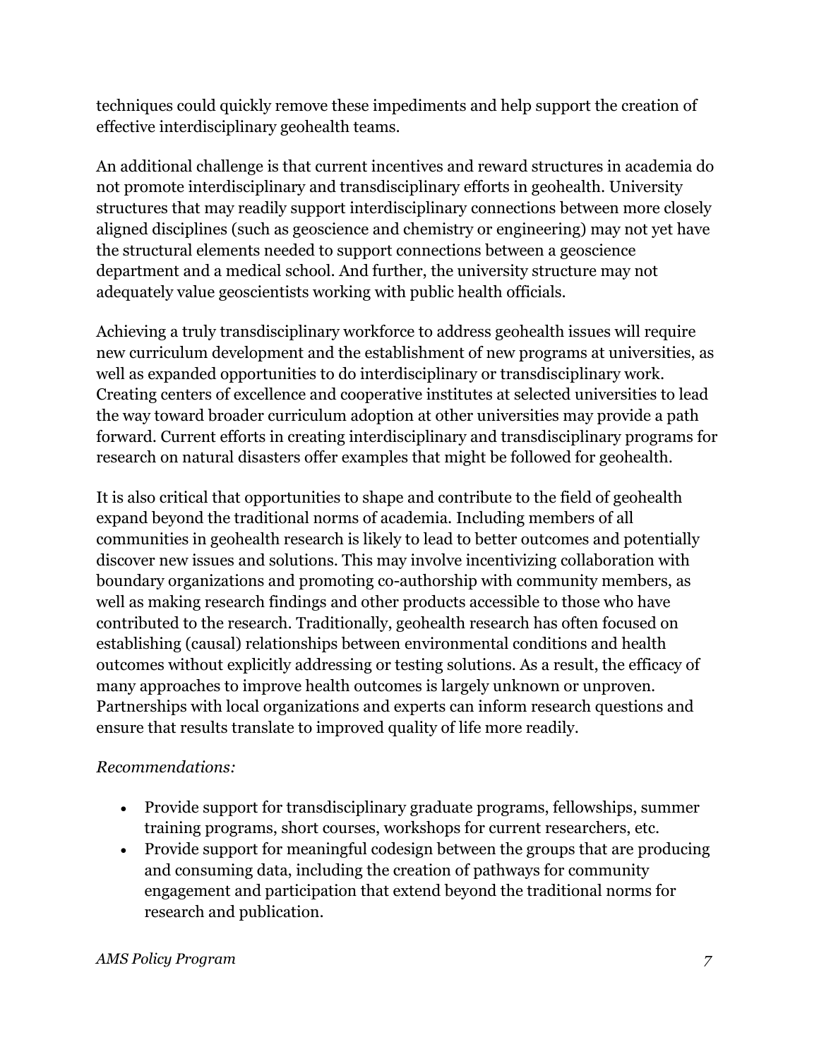techniques could quickly remove these impediments and help support the creation of effective interdisciplinary geohealth teams.

An additional challenge is that current incentives and reward structures in academia do not promote interdisciplinary and transdisciplinary efforts in geohealth. University structures that may readily support interdisciplinary connections between more closely aligned disciplines (such as geoscience and chemistry or engineering) may not yet have the structural elements needed to support connections between a geoscience department and a medical school. And further, the university structure may not adequately value geoscientists working with public health officials.

Achieving a truly transdisciplinary workforce to address geohealth issues will require new curriculum development and the establishment of new programs at universities, as well as expanded opportunities to do interdisciplinary or transdisciplinary work. Creating centers of excellence and cooperative institutes at selected universities to lead the way toward broader curriculum adoption at other universities may provide a path forward. Current efforts in creating interdisciplinary and transdisciplinary programs for research on natural disasters offer examples that might be followed for geohealth.

It is also critical that opportunities to shape and contribute to the field of geohealth expand beyond the traditional norms of academia. Including members of all communities in geohealth research is likely to lead to better outcomes and potentially discover new issues and solutions. This may involve incentivizing collaboration with boundary organizations and promoting co-authorship with community members, as well as making research findings and other products accessible to those who have contributed to the research. Traditionally, geohealth research has often focused on establishing (causal) relationships between environmental conditions and health outcomes without explicitly addressing or testing solutions. As a result, the efficacy of many approaches to improve health outcomes is largely unknown or unproven. Partnerships with local organizations and experts can inform research questions and ensure that results translate to improved quality of life more readily.

*Recommendations:*

- Provide support for transdisciplinary graduate programs, fellowships, summer training programs, short courses, workshops for current researchers, etc.
- Provide support for meaningful codesign between the groups that are producing and consuming data, including the creation of pathways for community engagement and participation that extend beyond the traditional norms for research and publication.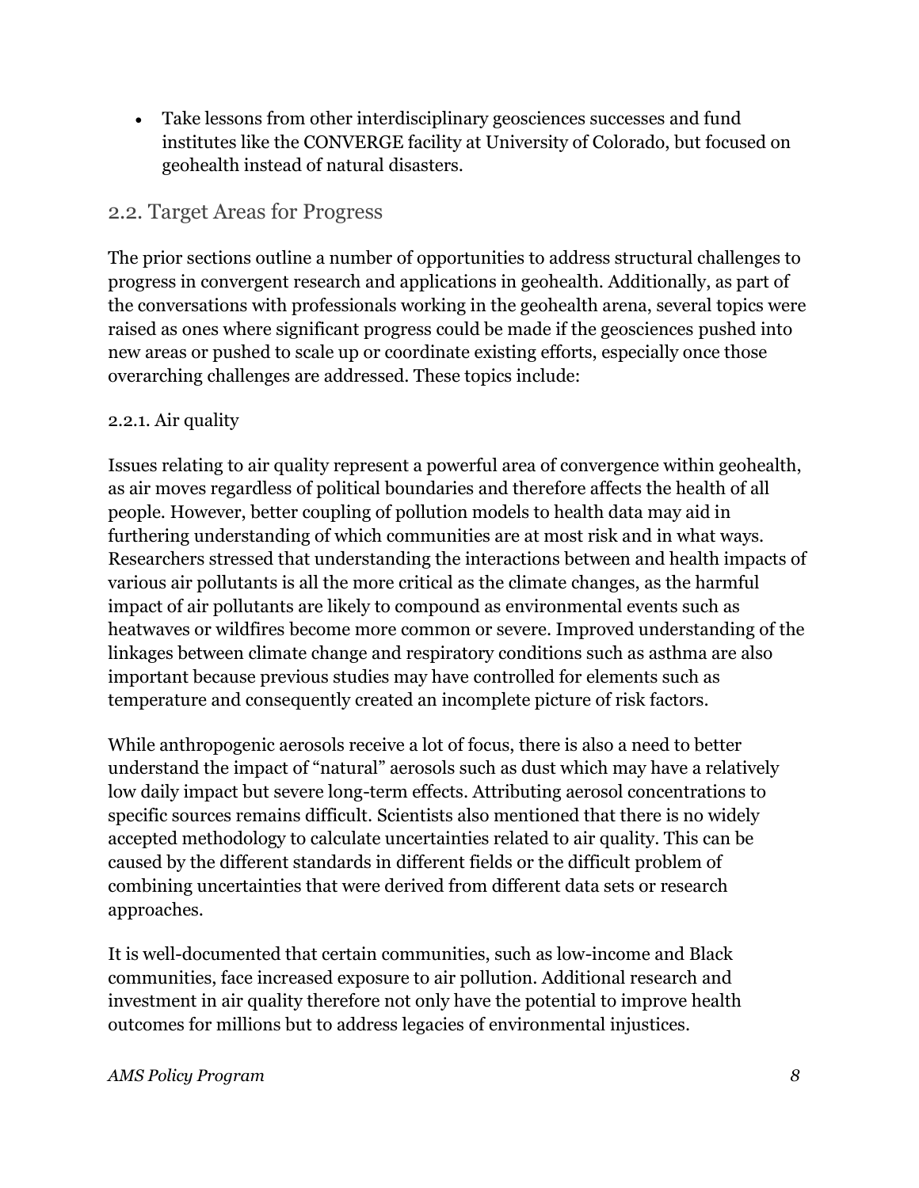- Take lessons from other interdisciplinary geosciences successes and fund institutes like the CONVERGE facility at University of Colorado, but focused on geohealth instead of natural disasters.

## 2.2. Target Areas for Progress

The prior sections outline a number of opportunities to address structural challenges to progress in convergent research and applications in geohealth. Additionally, as part of the conversations with professionals working in the geohealth arena, several topics were raised as ones where significant progress could be made if the geosciences pushed into new areas or pushed to scale up or coordinate existing efforts, especially once those overarching challenges are addressed. These topics include:

### 2.2.1. Air quality

Issues relating to air quality represent a powerful area of convergence within geohealth, as air moves regardless of political boundaries and therefore affects the health of all people. However, better coupling of pollution models to health data may aid in furthering understanding of which communities are at most risk and in what ways. Researchers stressed that understanding the interactions between and health impacts of various air pollutants is all the more critical as the climate changes, as the harmful impact of air pollutants are likely to compound as environmental events such as heatwaves or wildfires become more common or severe. Improved understanding of the linkages between climate change and respiratory conditions such as asthma are also important because previous studies may have controlled for elements such as temperature and consequently created an incomplete picture of risk factors.

While anthropogenic aerosols receive a lot of focus, there is also a need to better understand the impact of "natural" aerosols such as dust which may have a relatively low daily impact but severe long-term effects. Attributing aerosol concentrations to specific sources remains difficult. Scientists also mentioned that there is no widely accepted methodology to calculate uncertainties related to air quality. This can be caused by the different standards in different fields or the difficult problem of combining uncertainties that were derived from different data sets or research approaches.

It is well-documented that certain communities, such as low-income and Black communities, face increased exposure to air pollution. Additional research and investment in air quality therefore not only have the potential to improve health outcomes for millions but to address legacies of environmental injustices.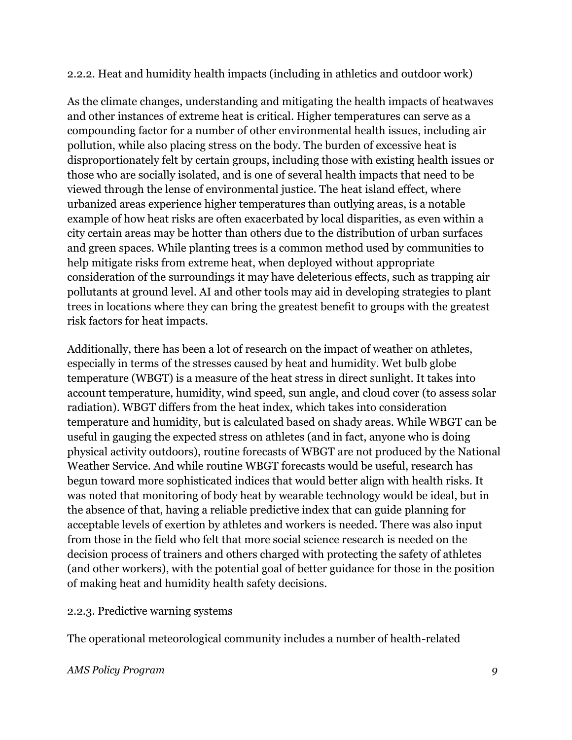### 2.2.2. Heat and humidity health impacts (including in athletics and outdoor work)

As the climate changes, understanding and mitigating the health impacts of heatwaves and other instances of extreme heat is critical. Higher temperatures can serve as a compounding factor for a number of other environmental health issues, including air pollution, while also placing stress on the body. The burden of excessive heat is disproportionately felt by certain groups, including those with existing health issues or those who are socially isolated, and is one of several health impacts that need to be viewed through the lense of environmental justice. The heat island effect, where urbanized areas experience higher temperatures than outlying areas, is a notable example of how heat risks are often exacerbated by local disparities, as even within a city certain areas may be hotter than others due to the distribution of urban surfaces and green spaces. While planting trees is a common method used by communities to help mitigate risks from extreme heat, when deployed without appropriate consideration of the surroundings it may have deleterious effects, such as trapping air pollutants at ground level. AI and other tools may aid in developing strategies to plant trees in locations where they can bring the greatest benefit to groups with the greatest risk factors for heat impacts.

Additionally, there has been a lot of research on the impact of weather on athletes, especially in terms of the stresses caused by heat and humidity. Wet bulb globe temperature (WBGT) is a measure of the heat stress in direct sunlight. It takes into account temperature, humidity, wind speed, sun angle, and cloud cover (to assess solar radiation). WBGT differs from the heat index, which takes into consideration temperature and humidity, but is calculated based on shady areas. While WBGT can be useful in gauging the expected stress on athletes (and in fact, anyone who is doing physical activity outdoors), routine forecasts of WBGT are not produced by the National Weather Service. And while routine WBGT forecasts would be useful, research has begun toward more sophisticated indices that would better align with health risks. It was noted that monitoring of body heat by wearable technology would be ideal, but in the absence of that, having a reliable predictive index that can guide planning for acceptable levels of exertion by athletes and workers is needed. There was also input from those in the field who felt that more social science research is needed on the decision process of trainers and others charged with protecting the safety of athletes (and other workers), with the potential goal of better guidance for those in the position of making heat and humidity health safety decisions.

### 2.2.3. Predictive warning systems

The operational meteorological community includes a number of health-related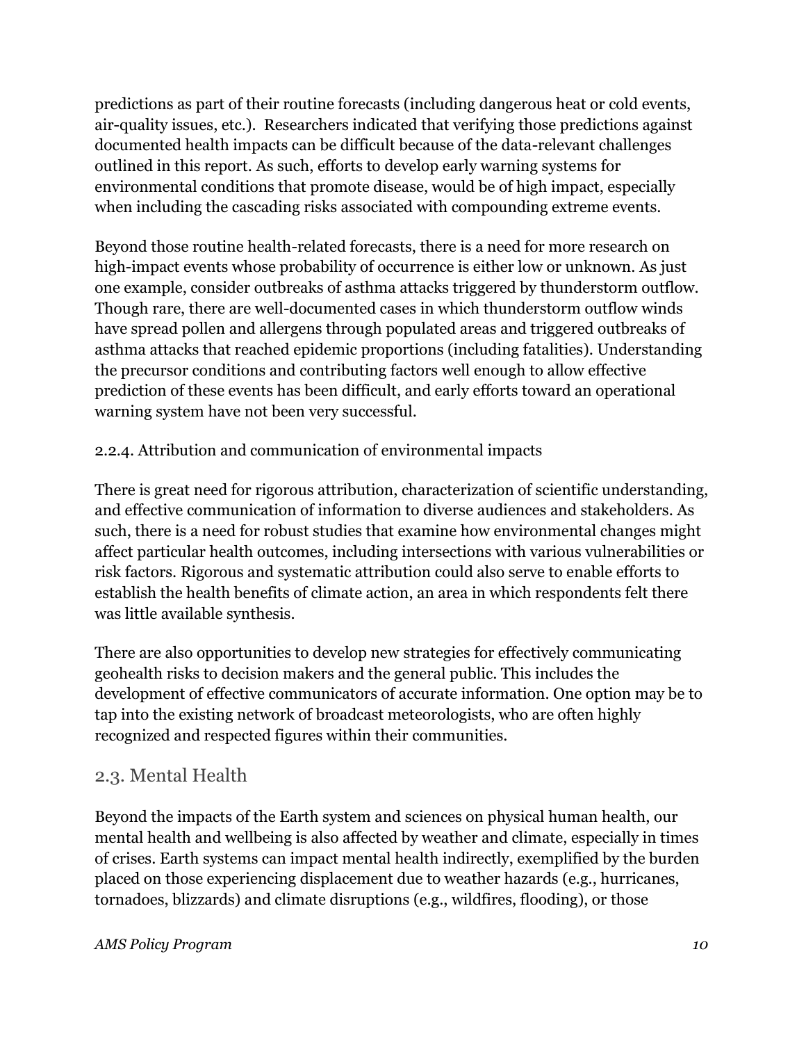predictions as part of their routine forecasts (including dangerous heat or cold events, air-quality issues, etc.). Researchers indicated that verifying those predictions against documented health impacts can be difficult because of the data-relevant challenges outlined in this report. As such, efforts to develop early warning systems for environmental conditions that promote disease, would be of high impact, especially when including the cascading risks associated with compounding extreme events.

Beyond those routine health-related forecasts, there is a need for more research on high-impact events whose probability of occurrence is either low or unknown. As just one example, consider outbreaks of asthma attacks triggered by thunderstorm outflow. Though rare, there are well-documented cases in which thunderstorm outflow winds have spread pollen and allergens through populated areas and triggered outbreaks of asthma attacks that reached epidemic proportions (including fatalities). Understanding the precursor conditions and contributing factors well enough to allow effective prediction of these events has been difficult, and early efforts toward an operational warning system have not been very successful.

#### 2.2.4. Attribution and communication of environmental impacts

There is great need for rigorous attribution, characterization of scientific understanding, and effective communication of information to diverse audiences and stakeholders. As such, there is a need for robust studies that examine how environmental changes might affect particular health outcomes, including intersections with various vulnerabilities or risk factors. Rigorous and systematic attribution could also serve to enable efforts to establish the health benefits of climate action, an area in which respondents felt there was little available synthesis.

There are also opportunities to develop new strategies for effectively communicating geohealth risks to decision makers and the general public. This includes the development of effective communicators of accurate information. One option may be to tap into the existing network of broadcast meteorologists, who are often highly recognized and respected figures within their communities.

### 2.3. Mental Health

Beyond the impacts of the Earth system and sciences on physical human health, our mental health and wellbeing is also affected by weather and climate, especially in times of crises. Earth systems can impact mental health indirectly, exemplified by the burden placed on those experiencing displacement due to weather hazards (e.g., hurricanes, tornadoes, blizzards) and climate disruptions (e.g., wildfires, flooding), or those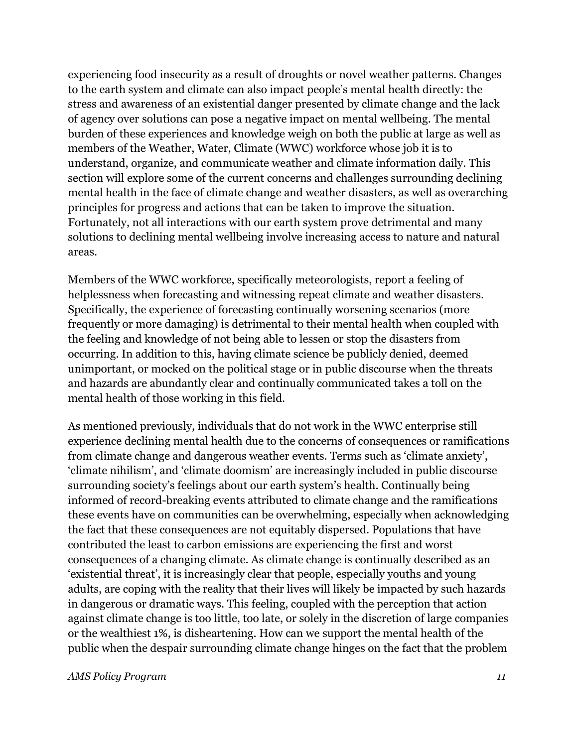experiencing food insecurity as a result of droughts or novel weather patterns. Changes to the earth system and climate can also impact people's mental health directly: the stress and awareness of an existential danger presented by climate change and the lack of agency over solutions can pose a negative impact on mental wellbeing. The mental burden of these experiences and knowledge weigh on both the public at large as well as members of the Weather, Water, Climate (WWC) workforce whose job it is to understand, organize, and communicate weather and climate information daily. This section will explore some of the current concerns and challenges surrounding declining mental health in the face of climate change and weather disasters, as well as overarching principles for progress and actions that can be taken to improve the situation. Fortunately, not all interactions with our earth system prove detrimental and many solutions to declining mental wellbeing involve increasing access to nature and natural areas.

Members of the WWC workforce, specifically meteorologists, report a feeling of helplessness when forecasting and witnessing repeat climate and weather disasters. Specifically, the experience of forecasting continually worsening scenarios (more frequently or more damaging) is detrimental to their mental health when coupled with the feeling and knowledge of not being able to lessen or stop the disasters from occurring. In addition to this, having climate science be publicly denied, deemed unimportant, or mocked on the political stage or in public discourse when the threats and hazards are abundantly clear and continually communicated takes a toll on the mental health of those working in this field.

As mentioned previously, individuals that do not work in the WWC enterprise still experience declining mental health due to the concerns of consequences or ramifications from climate change and dangerous weather events. Terms such as 'climate anxiety', 'climate nihilism', and 'climate doomism' are increasingly included in public discourse surrounding society's feelings about our earth system's health. Continually being informed of record-breaking events attributed to climate change and the ramifications these events have on communities can be overwhelming, especially when acknowledging the fact that these consequences are not equitably dispersed. Populations that have contributed the least to carbon emissions are experiencing the first and worst consequences of a changing climate. As climate change is continually described as an 'existential threat', it is increasingly clear that people, especially youths and young adults, are coping with the reality that their lives will likely be impacted by such hazards in dangerous or dramatic ways. This feeling, coupled with the perception that action against climate change is too little, too late, or solely in the discretion of large companies or the wealthiest 1%, is disheartening. How can we support the mental health of the public when the despair surrounding climate change hinges on the fact that the problem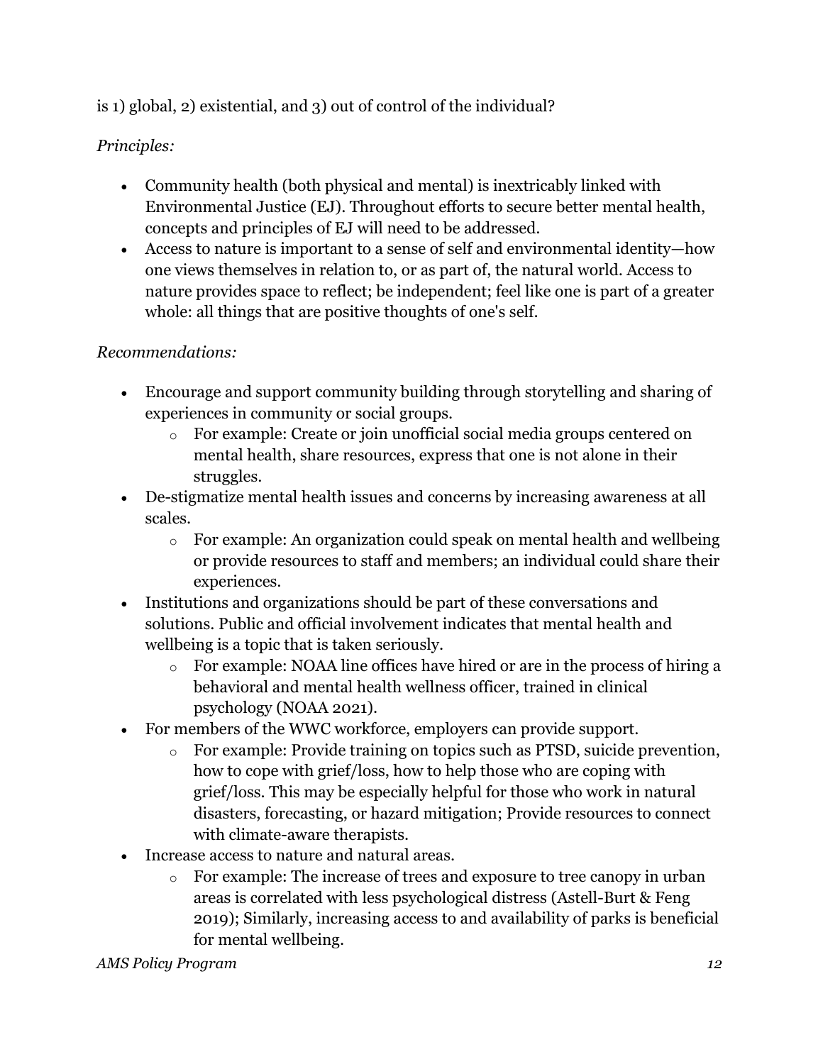is 1) global, 2) existential, and 3) out of control of the individual?

*Principles:*

- Community health (both physical and mental) is inextricably linked with Environmental Justice (EJ). Throughout efforts to secure better mental health, concepts and principles of EJ will need to be addressed.
- Access to nature is important to a sense of self and environmental identity—how one views themselves in relation to, or as part of, the natural world. Access to nature provides space to reflect; be independent; feel like one is part of a greater whole: all things that are positive thoughts of one's self.

*Recommendations:*

- Encourage and support community building through storytelling and sharing of experiences in community or social groups.
  - For example: Create or join unofficial social media groups centered on mental health, share resources, express that one is not alone in their struggles.
- De-stigmatize mental health issues and concerns by increasing awareness at all scales.
  - For example: An organization could speak on mental health and wellbeing or provide resources to staff and members; an individual could share their experiences.
- Institutions and organizations should be part of these conversations and solutions. Public and official involvement indicates that mental health and wellbeing is a topic that is taken seriously.
  - For example: NOAA line offices have hired or are in the process of hiring a behavioral and mental health wellness officer, trained in clinical psychology (NOAA 2021).
- For members of the WWC workforce, employers can provide support.
  - For example: Provide training on topics such as PTSD, suicide prevention, how to cope with grief/loss, how to help those who are coping with grief/loss. This may be especially helpful for those who work in natural disasters, forecasting, or hazard mitigation; Provide resources to connect with climate-aware therapists.
- Increase access to nature and natural areas.
  - For example: The increase of trees and exposure to tree canopy in urban areas is correlated with less psychological distress (Astell-Burt & Feng 2019); Similarly, increasing access to and availability of parks is beneficial for mental wellbeing.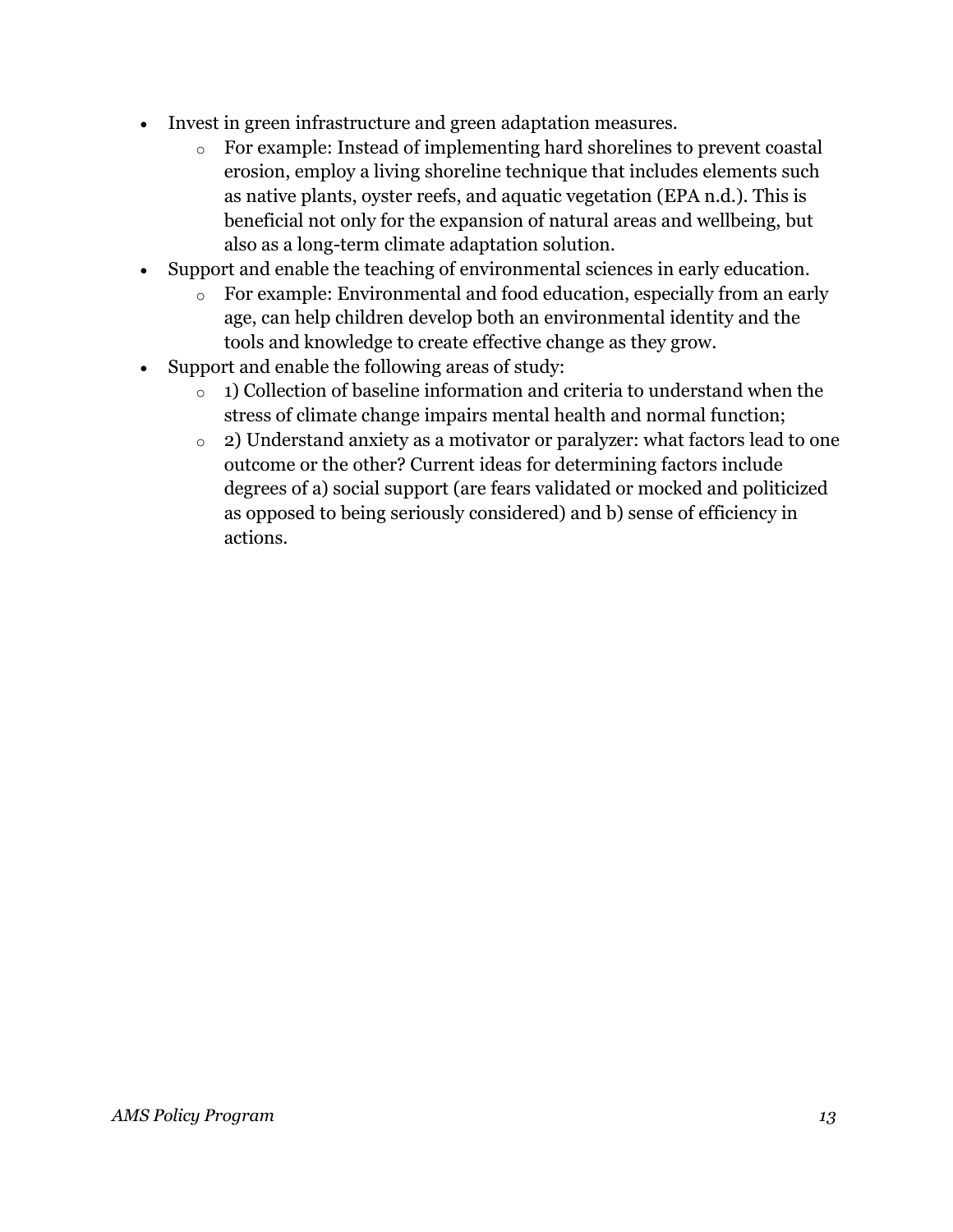- Invest in green infrastructure and green adaptation measures.
    - For example: Instead of implementing hard shorelines to prevent coastal erosion, employ a living shoreline technique that includes elements such as native plants, oyster reefs, and aquatic vegetation (EPA n.d.). This is beneficial not only for the expansion of natural areas and wellbeing, but also as a long-term climate adaptation solution.
- Support and enable the teaching of environmental sciences in early education.
    - For example: Environmental and food education, especially from an early age, can help children develop both an environmental identity and the tools and knowledge to create effective change as they grow.
- Support and enable the following areas of study:
    - 1) Collection of baseline information and criteria to understand when the stress of climate change impairs mental health and normal function;
    - 2) Understand anxiety as a motivator or paralyzer: what factors lead to one outcome or the other? Current ideas for determining factors include degrees of a) social support (are fears validated or mocked and politicized as opposed to being seriously considered) and b) sense of efficiency in actions.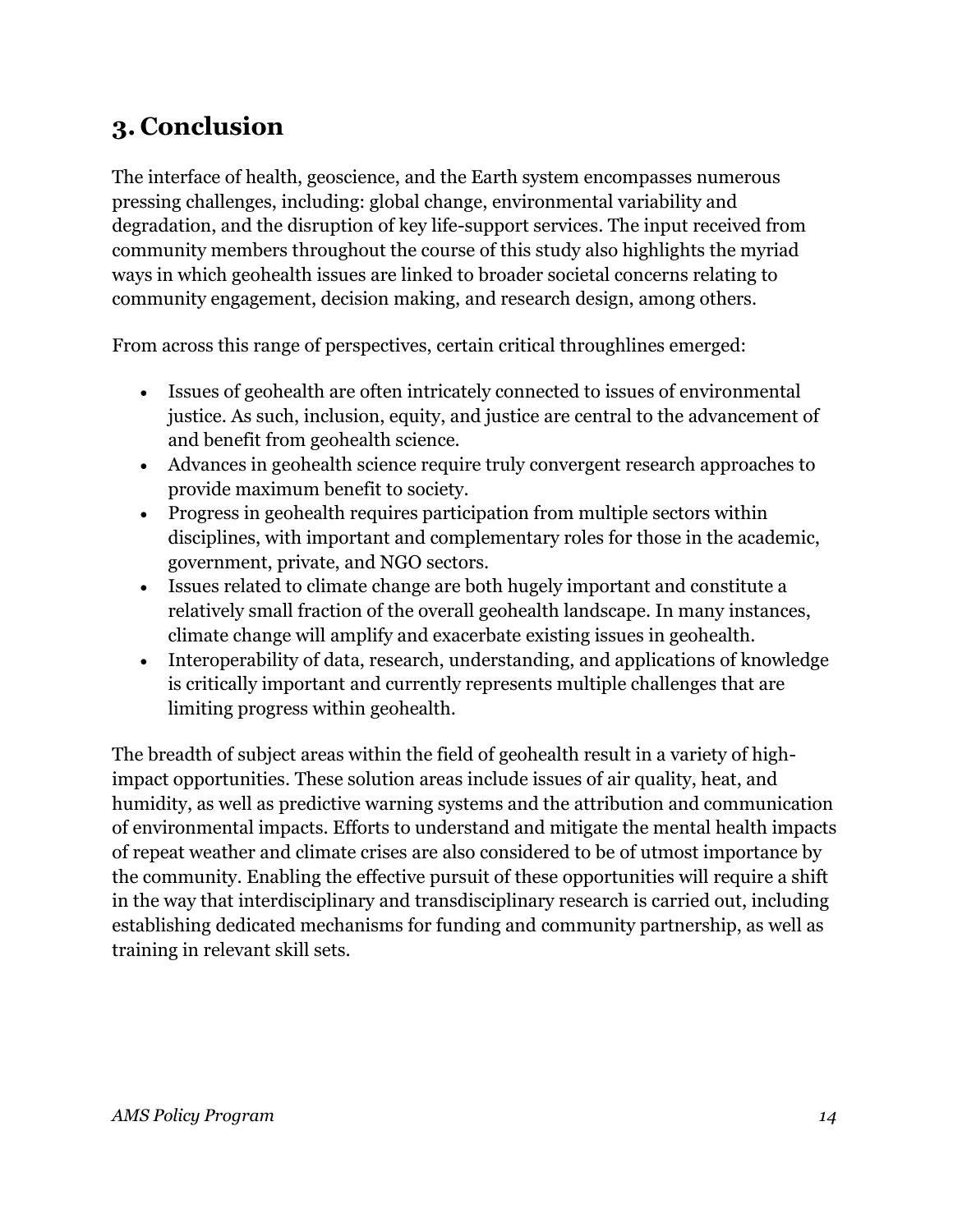## 3. Conclusion

The interface of health, geoscience, and the Earth system encompasses numerous pressing challenges, including: global change, environmental variability and degradation, and the disruption of key life-support services. The input received from community members throughout the course of this study also highlights the myriad ways in which geohealth issues are linked to broader societal concerns relating to community engagement, decision making, and research design, among others.

From across this range of perspectives, certain critical throughlines emerged:

- Issues of geohealth are often intricately connected to issues of environmental justice. As such, inclusion, equity, and justice are central to the advancement of and benefit from geohealth science.
- Advances in geohealth science require truly convergent research approaches to provide maximum benefit to society.
- Progress in geohealth requires participation from multiple sectors within disciplines, with important and complementary roles for those in the academic, government, private, and NGO sectors.
- Issues related to climate change are both hugely important and constitute a relatively small fraction of the overall geohealth landscape. In many instances, climate change will amplify and exacerbate existing issues in geohealth.
- Interoperability of data, research, understanding, and applications of knowledge is critically important and currently represents multiple challenges that are limiting progress within geohealth.

The breadth of subject areas within the field of geohealth result in a variety of high-impact opportunities. These solution areas include issues of air quality, heat, and humidity, as well as predictive warning systems and the attribution and communication of environmental impacts. Efforts to understand and mitigate the mental health impacts of repeat weather and climate crises are also considered to be of utmost importance by the community. Enabling the effective pursuit of these opportunities will require a shift in the way that interdisciplinary and transdisciplinary research is carried out, including establishing dedicated mechanisms for funding and community partnership, as well as training in relevant skill sets.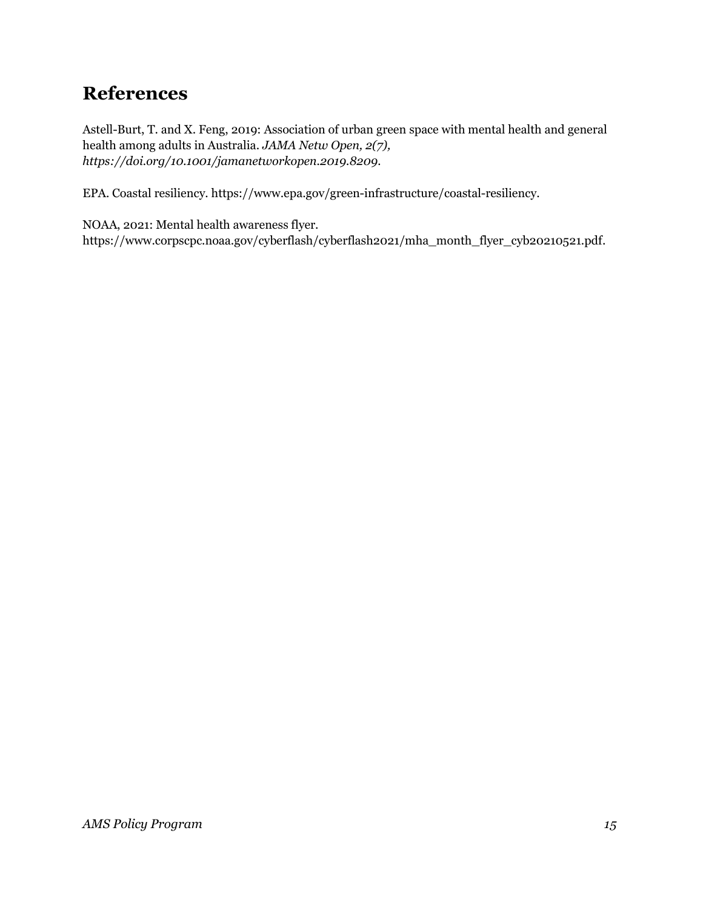## References

Astell-Burt, T. and X. Feng, 2019: Association of urban green space with mental health and general health among adults in Australia. *JAMA Netw Open, 2(7), https://doi.org/10.1001/jamanetworkopen.2019.8209*.

EPA. Coastal resiliency. https://www.epa.gov/green-infrastructure/coastal-resiliency.

NOAA, 2021: Mental health awareness flyer. https://www.corpscpc.noaa.gov/cyberflash/cyberflash2021/mha_month_flyer_cyb20210521.pdf.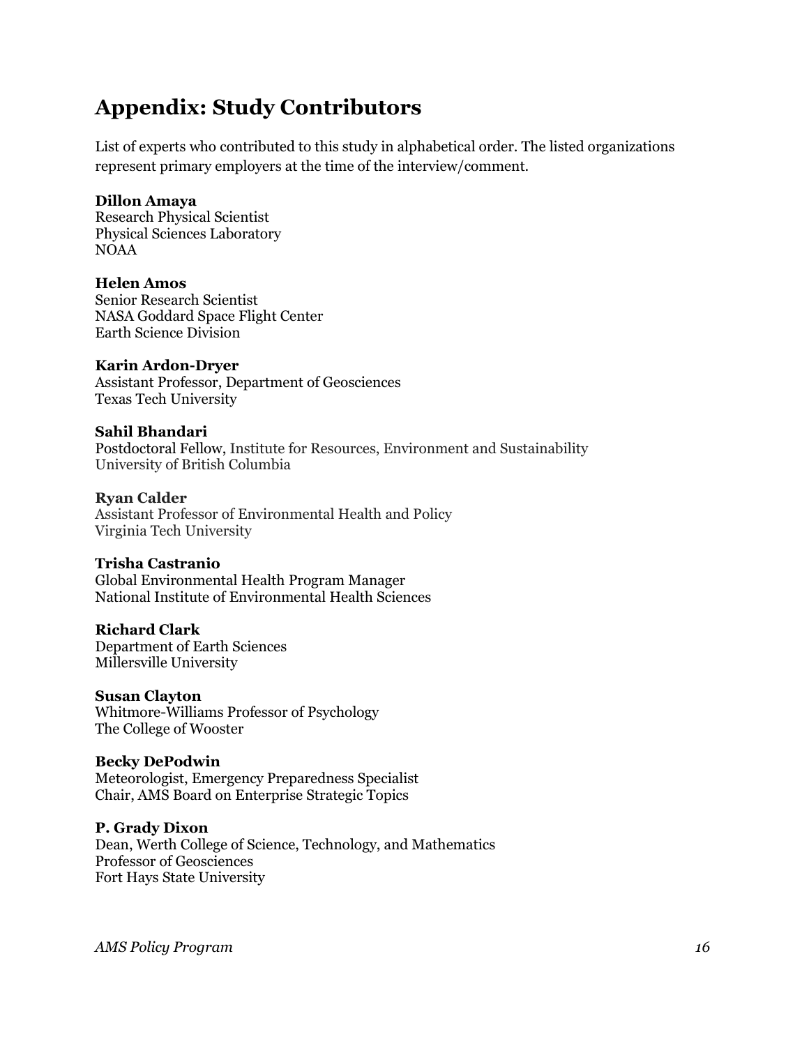## Appendix: Study Contributors

List of experts who contributed to this study in alphabetical order. The listed organizations represent primary employers at the time of the interview/comment.

**Dillon Amaya**
Research Physical Scientist
Physical Sciences Laboratory
NOAA

**Helen Amos**
Senior Research Scientist
NASA Goddard Space Flight Center
Earth Science Division

**Karin Ardon-Dryer**
Assistant Professor, Department of Geosciences
Texas Tech University

**Sahil Bhandari**
Postdoctoral Fellow, Institute for Resources, Environment and Sustainability
University of British Columbia

**Ryan Calder**
Assistant Professor of Environmental Health and Policy
Virginia Tech University

**Trisha Castranio**
Global Environmental Health Program Manager
National Institute of Environmental Health Sciences

**Richard Clark**
Department of Earth Sciences
Millersville University

**Susan Clayton**
Whitmore-Williams Professor of Psychology
The College of Wooster

**Becky DePodwin**
Meteorologist, Emergency Preparedness Specialist
Chair, AMS Board on Enterprise Strategic Topics

**P. Grady Dixon**
Dean, Werth College of Science, Technology, and Mathematics
Professor of Geosciences
Fort Hays State University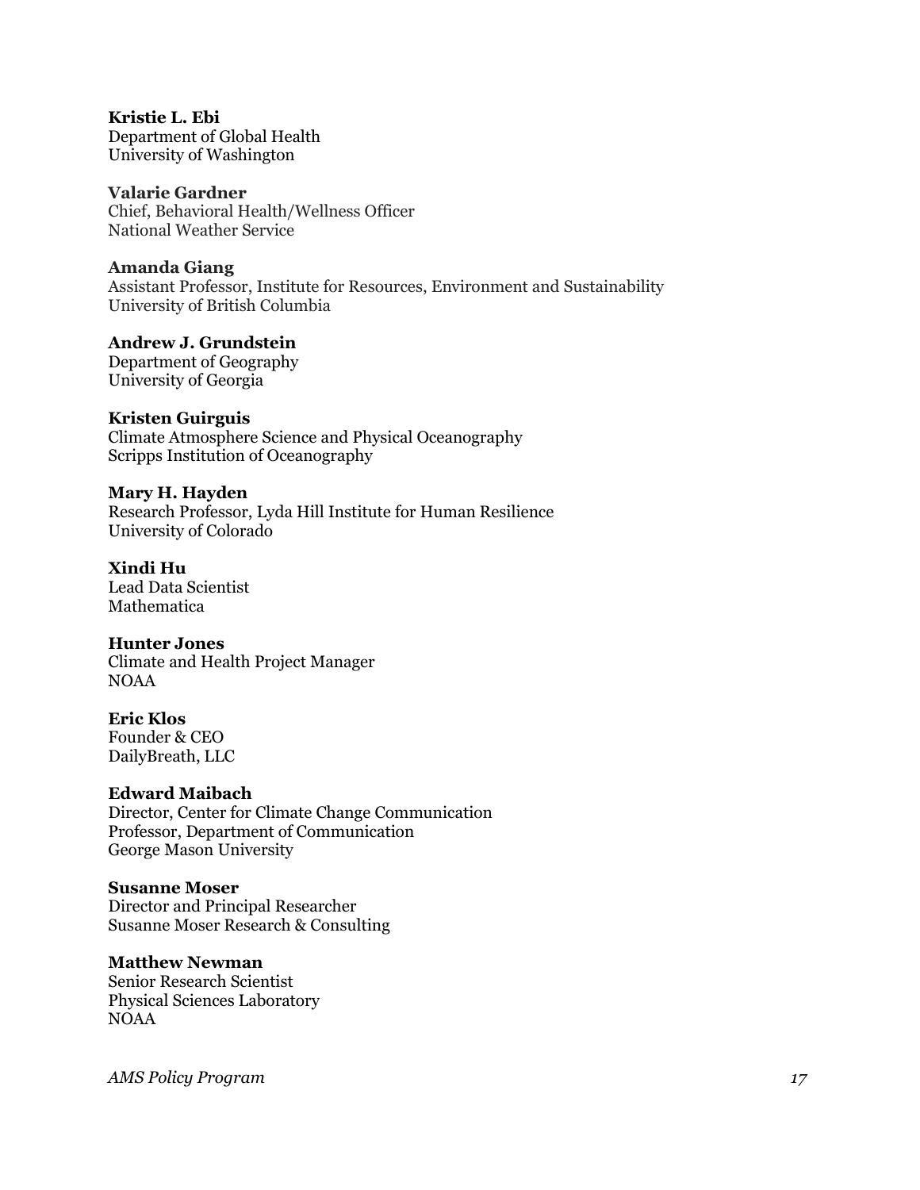**Kristie L. Ebi**
Department of Global Health
University of Washington

**Valarie Gardner**
Chief, Behavioral Health/Wellness Officer
National Weather Service

**Amanda Giang**
Assistant Professor, Institute for Resources, Environment and Sustainability
University of British Columbia

**Andrew J. Grundstein**
Department of Geography
University of Georgia

**Kristen Guirguis**
Climate Atmosphere Science and Physical Oceanography
Scripps Institution of Oceanography

**Mary H. Hayden**
Research Professor, Lyda Hill Institute for Human Resilience
University of Colorado

**Xindi Hu**
Lead Data Scientist
Mathematica

**Hunter Jones**
Climate and Health Project Manager
NOAA

**Eric Klos**
Founder & CEO
DailyBreath, LLC

**Edward Maibach**
Director, Center for Climate Change Communication
Professor, Department of Communication
George Mason University

**Susanne Moser**
Director and Principal Researcher
Susanne Moser Research & Consulting

**Matthew Newman**
Senior Research Scientist
Physical Sciences Laboratory
NOAA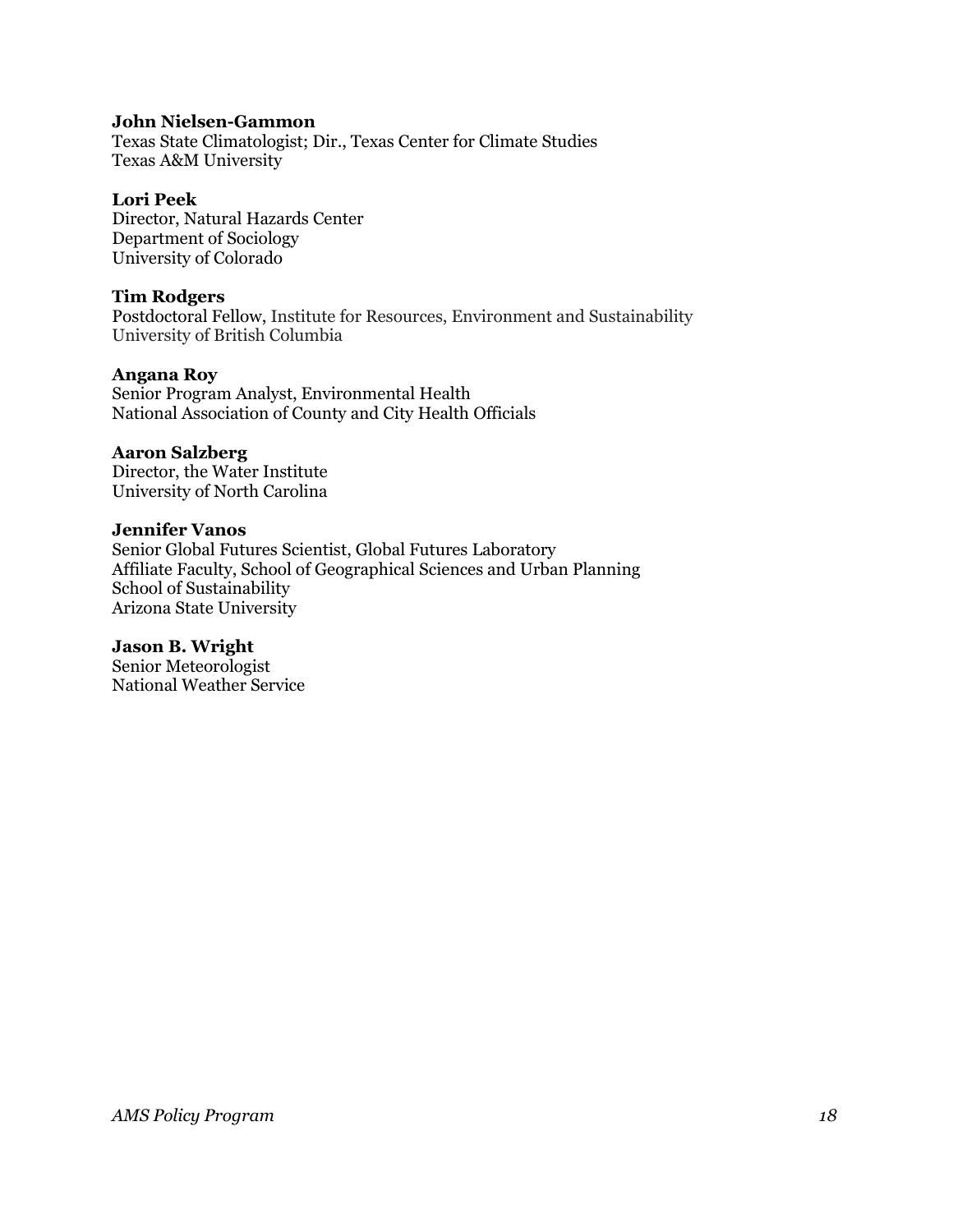**John Nielsen-Gammon**
Texas State Climatologist; Dir., Texas Center for Climate Studies
Texas A&M University

**Lori Peek**
Director, Natural Hazards Center
Department of Sociology
University of Colorado

**Tim Rodgers**
Postdoctoral Fellow, Institute for Resources, Environment and Sustainability
University of British Columbia

**Angana Roy**
Senior Program Analyst, Environmental Health
National Association of County and City Health Officials

**Aaron Salzberg**
Director, the Water Institute
University of North Carolina

**Jennifer Vanos**
Senior Global Futures Scientist, Global Futures Laboratory
Affiliate Faculty, School of Geographical Sciences and Urban Planning
School of Sustainability
Arizona State University

**Jason B. Wright**
Senior Meteorologist
National Weather Service